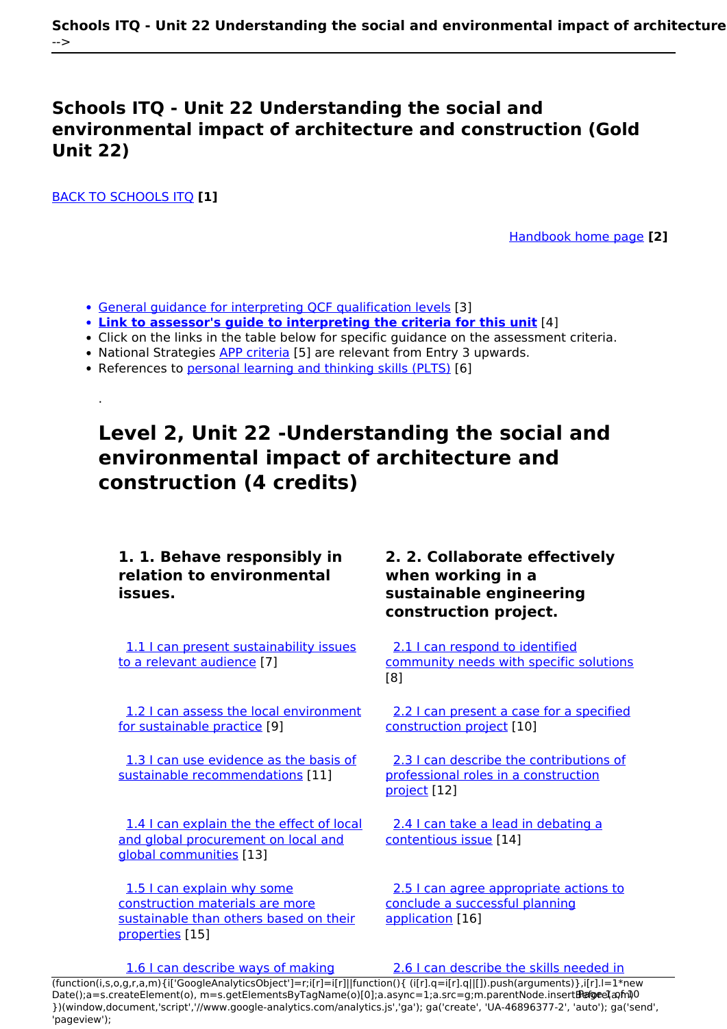# Schools ITQ - Unit 22 Understanding the social and environmental impact of architecture and construction (Gold Unit 22)

BACK TO SCHOOLS ITQ **[1]**

Handbook home page **[2]**

- General guidance for interpreting QCF qualification levels [3]
- **Link to assessor's guide to interpreting the criteria for this unit** [4]
- Click on the links in the table below for specific guidance on the assessment criteria.
- National Strategies APP criteria [5] are relevant from Entry 3 upwards.
- References to personal learning and thinking skills (PLTS) [6]

.

## Level 2, Unit 22 -Understanding the social and environmental impact of architecture and construction (4 credits)

| 1. 1. Behave responsibly in relation to environmental issues. | 2. 2. Collaborate effectively when working in a sustainable engineering construction project. |
|---|---|
| 1.1 I can present sustainability issues to a relevant audience [7] | 2.1 I can respond to identified community needs with specific solutions [8] |
| 1.2 I can assess the local environment for sustainable practice [9] | 2.2 I can present a case for a specified construction project [10] |
| 1.3 I can use evidence as the basis of sustainable recommendations [11] | 2.3 I can describe the contributions of professional roles in a construction project [12] |
| 1.4 I can explain the the effect of local and global procurement on local and global communities [13] | 2.4 I can take a lead in debating a contentious issue [14] |
| 1.5 I can explain why some construction materials are more sustainable than others based on their properties [15] | 2.5 I can agree appropriate actions to conclude a successful planning application [16] |
| 1.6 I can describe ways of making | 2.6 I can describe the skills needed in |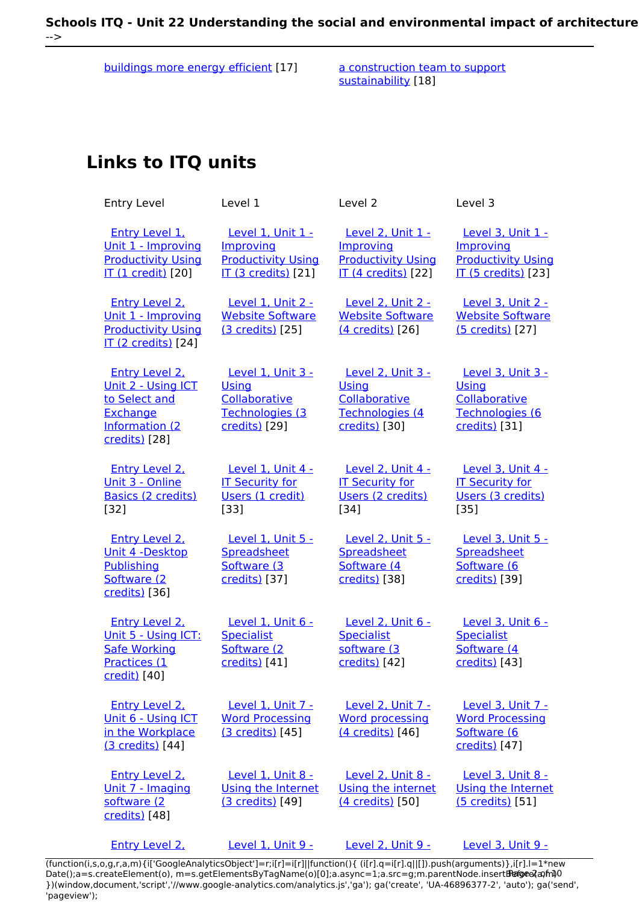buildings more energy efficient [17] | a construction team to support sustainability [18]

## Links to ITQ units

| Entry Level | Level 1 | Level 2 | Level 3 |
|---|---|---|---|
| Entry Level 1, Unit 1 - Improving Productivity Using IT (1 credit) [20] | Level 1, Unit 1 - Improving Productivity Using IT (3 credits) [21] | Level 2, Unit 1 - Improving Productivity Using IT (4 credits) [22] | Level 3, Unit 1 - Improving Productivity Using IT (5 credits) [23] |
| Entry Level 2, Unit 1 - Improving Productivity Using IT (2 credits) [24] | Level 1, Unit 2 - Website Software (3 credits) [25] | Level 2, Unit 2 - Website Software (4 credits) [26] | Level 3, Unit 2 - Website Software (5 credits) [27] |
| Entry Level 2, Unit 2 - Using ICT to Select and Exchange Information (2 credits) [28] | Level 1, Unit 3 - Using Collaborative Technologies (3 credits) [29] | Level 2, Unit 3 - Using Collaborative Technologies (4 credits) [30] | Level 3, Unit 3 - Using Collaborative Technologies (6 credits) [31] |
| Entry Level 2, Unit 3 - Online Basics (2 credits) [32] | Level 1, Unit 4 - IT Security for Users (1 credit) [33] | Level 2, Unit 4 - IT Security for Users (2 credits) [34] | Level 3, Unit 4 - IT Security for Users (3 credits) [35] |
| Entry Level 2, Unit 4 -Desktop Publishing Software (2 credits) [36] | Level 1, Unit 5 - Spreadsheet Software (3 credits) [37] | Level 2, Unit 5 - Spreadsheet Software (4 credits) [38] | Level 3, Unit 5 - Spreadsheet Software (6 credits) [39] |
| Entry Level 2, Unit 5 - Using ICT: Safe Working Practices (1 credit) [40] | Level 1, Unit 6 - Specialist Software (2 credits) [41] | Level 2, Unit 6 - Specialist software (3 credits) [42] | Level 3, Unit 6 - Specialist Software (4 credits) [43] |
| Entry Level 2, Unit 6 - Using ICT in the Workplace (3 credits) [44] | Level 1, Unit 7 - Word Processing (3 credits) [45] | Level 2, Unit 7 - Word processing (4 credits) [46] | Level 3, Unit 7 - Word Processing Software (6 credits) [47] |
| Entry Level 2, Unit 7 - Imaging software (2 credits) [48] | Level 1, Unit 8 - Using the Internet (3 credits) [49] | Level 2, Unit 8 - Using the internet (4 credits) [50] | Level 3, Unit 8 - Using the Internet (5 credits) [51] |
| Entry Level 2, | Level 1, Unit 9 - | Level 2, Unit 9 - | Level 3, Unit 9 - |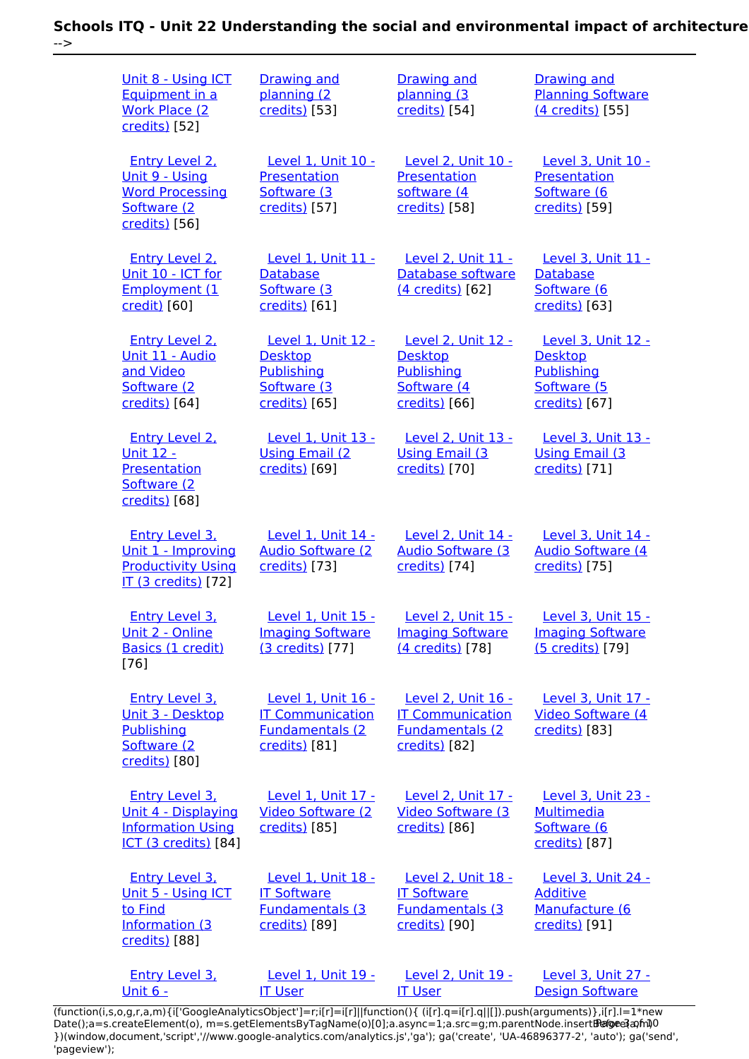| | | | |
|---|---|---|---|
| Unit 8 - Using ICT Equipment in a Work Place (2 credits) [52] | Drawing and planning (2 credits) [53] | Drawing and planning (3 credits) [54] | Drawing and Planning Software (4 credits) [55] |
| Entry Level 2, Unit 9 - Using Word Processing Software (2 credits) [56] | Level 1, Unit 10 - Presentation Software (3 credits) [57] | Level 2, Unit 10 - Presentation software (4 credits) [58] | Level 3, Unit 10 - Presentation Software (6 credits) [59] |
| Entry Level 2, Unit 10 - ICT for Employment (1 credit) [60] | Level 1, Unit 11 - Database Software (3 credits) [61] | Level 2, Unit 11 - Database software (4 credits) [62] | Level 3, Unit 11 - Database Software (6 credits) [63] |
| Entry Level 2, Unit 11 - Audio and Video Software (2 credits) [64] | Level 1, Unit 12 - Desktop Publishing Software (3 credits) [65] | Level 2, Unit 12 - Desktop Publishing Software (4 credits) [66] | Level 3, Unit 12 - Desktop Publishing Software (5 credits) [67] |
| Entry Level 2, Unit 12 - Presentation Software (2 credits) [68] | Level 1, Unit 13 - Using Email (2 credits) [69] | Level 2, Unit 13 - Using Email (3 credits) [70] | Level 3, Unit 13 - Using Email (3 credits) [71] |
| Entry Level 3, Unit 1 - Improving Productivity Using IT (3 credits) [72] | Level 1, Unit 14 - Audio Software (2 credits) [73] | Level 2, Unit 14 - Audio Software (3 credits) [74] | Level 3, Unit 14 - Audio Software (4 credits) [75] |
| Entry Level 3, Unit 2 - Online Basics (1 credit) [76] | Level 1, Unit 15 - Imaging Software (3 credits) [77] | Level 2, Unit 15 - Imaging Software (4 credits) [78] | Level 3, Unit 15 - Imaging Software (5 credits) [79] |
| Entry Level 3, Unit 3 - Desktop Publishing Software (2 credits) [80] | Level 1, Unit 16 - IT Communication Fundamentals (2 credits) [81] | Level 2, Unit 16 - IT Communication Fundamentals (2 credits) [82] | Level 3, Unit 17 - Video Software (4 credits) [83] |
| Entry Level 3, Unit 4 - Displaying Information Using ICT (3 credits) [84] | Level 1, Unit 17 - Video Software (2 credits) [85] | Level 2, Unit 17 - Video Software (3 credits) [86] | Level 3, Unit 23 - Multimedia Software (6 credits) [87] |
| Entry Level 3, Unit 5 - Using ICT to Find Information (3 credits) [88] | Level 1, Unit 18 - IT Software Fundamentals (3 credits) [89] | Level 2, Unit 18 - IT Software Fundamentals (3 credits) [90] | Level 3, Unit 24 - Additive Manufacture (6 credits) [91] |
| Entry Level 3, Unit 6 - | Level 1, Unit 19 - IT User | Level 2, Unit 19 - IT User | Level 3, Unit 27 - Design Software |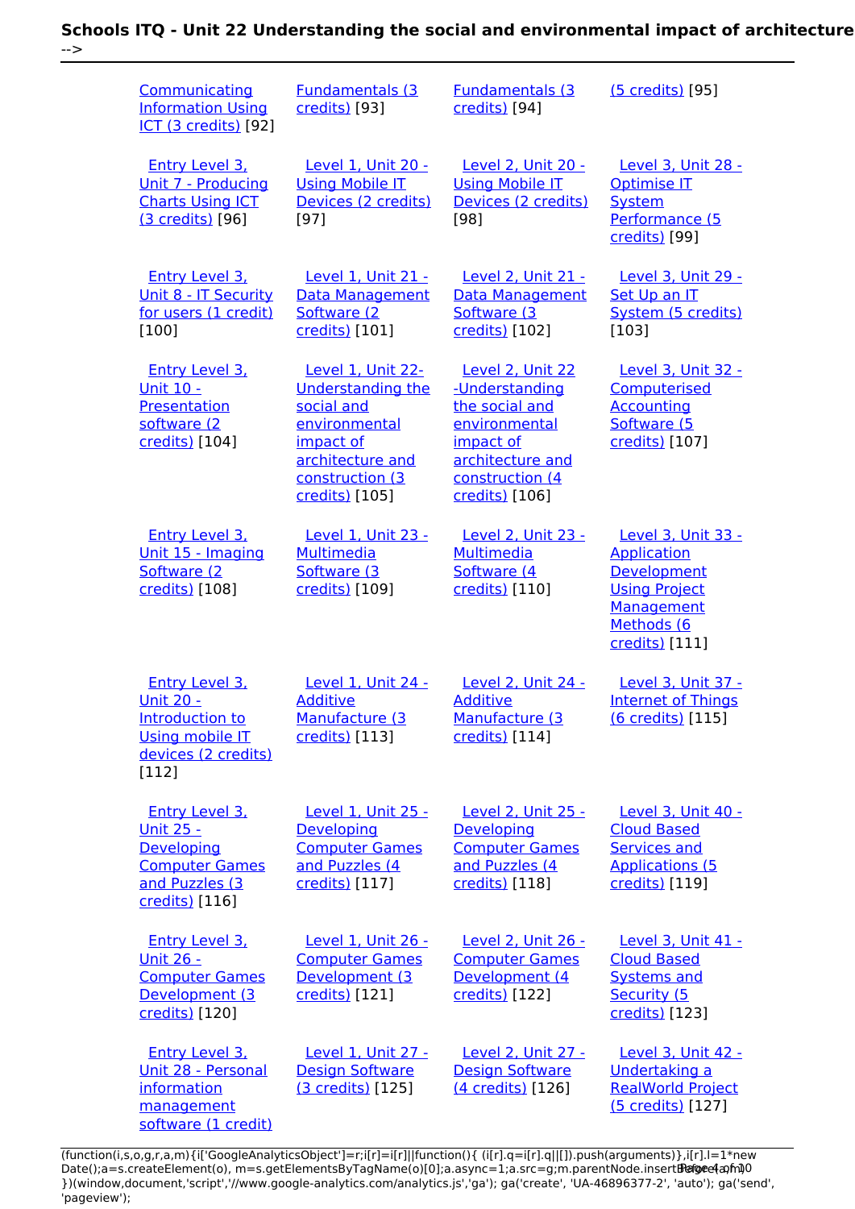| | | | |
|---|---|---|---|
| Communicating Information Using ICT (3 credits) [92] | Fundamentals (3 credits) [93] | Fundamentals (3 credits) [94] | (5 credits) [95] |
| Entry Level 3, Unit 7 - Producing Charts Using ICT (3 credits) [96] | Level 1, Unit 20 - Using Mobile IT Devices (2 credits) [97] | Level 2, Unit 20 - Using Mobile IT Devices (2 credits) [98] | Level 3, Unit 28 - Optimise IT System Performance (5 credits) [99] |
| Entry Level 3, Unit 8 - IT Security for users (1 credit) [100] | Level 1, Unit 21 - Data Management Software (2 credits) [101] | Level 2, Unit 21 - Data Management Software (3 credits) [102] | Level 3, Unit 29 - Set Up an IT System (5 credits) [103] |
| Entry Level 3, Unit 10 - Presentation software (2 credits) [104] | Level 1, Unit 22- Understanding the social and environmental impact of architecture and construction (3 credits) [105] | Level 2, Unit 22 -Understanding the social and environmental impact of architecture and construction (4 credits) [106] | Level 3, Unit 32 - Computerised Accounting Software (5 credits) [107] |
| Entry Level 3, Unit 15 - Imaging Software (2 credits) [108] | Level 1, Unit 23 - Multimedia Software (3 credits) [109] | Level 2, Unit 23 - Multimedia Software (4 credits) [110] | Level 3, Unit 33 - Application Development Using Project Management Methods (6 credits) [111] |
| Entry Level 3, Unit 20 - Introduction to Using mobile IT devices (2 credits) [112] | Level 1, Unit 24 - Additive Manufacture (3 credits) [113] | Level 2, Unit 24 - Additive Manufacture (3 credits) [114] | Level 3, Unit 37 - Internet of Things (6 credits) [115] |
| Entry Level 3, Unit 25 - Developing Computer Games and Puzzles (3 credits) [116] | Level 1, Unit 25 - Developing Computer Games and Puzzles (4 credits) [117] | Level 2, Unit 25 - Developing Computer Games and Puzzles (4 credits) [118] | Level 3, Unit 40 - Cloud Based Services and Applications (5 credits) [119] |
| Entry Level 3, Unit 26 - Computer Games Development (3 credits) [120] | Level 1, Unit 26 - Computer Games Development (3 credits) [121] | Level 2, Unit 26 - Computer Games Development (4 credits) [122] | Level 3, Unit 41 - Cloud Based Systems and Security (5 credits) [123] |
| Entry Level 3, Unit 28 - Personal information management software (1 credit) | Level 1, Unit 27 - Design Software (3 credits) [125] | Level 2, Unit 27 - Design Software (4 credits) [126] | Level 3, Unit 42 - Undertaking a RealWorld Project (5 credits) [127] |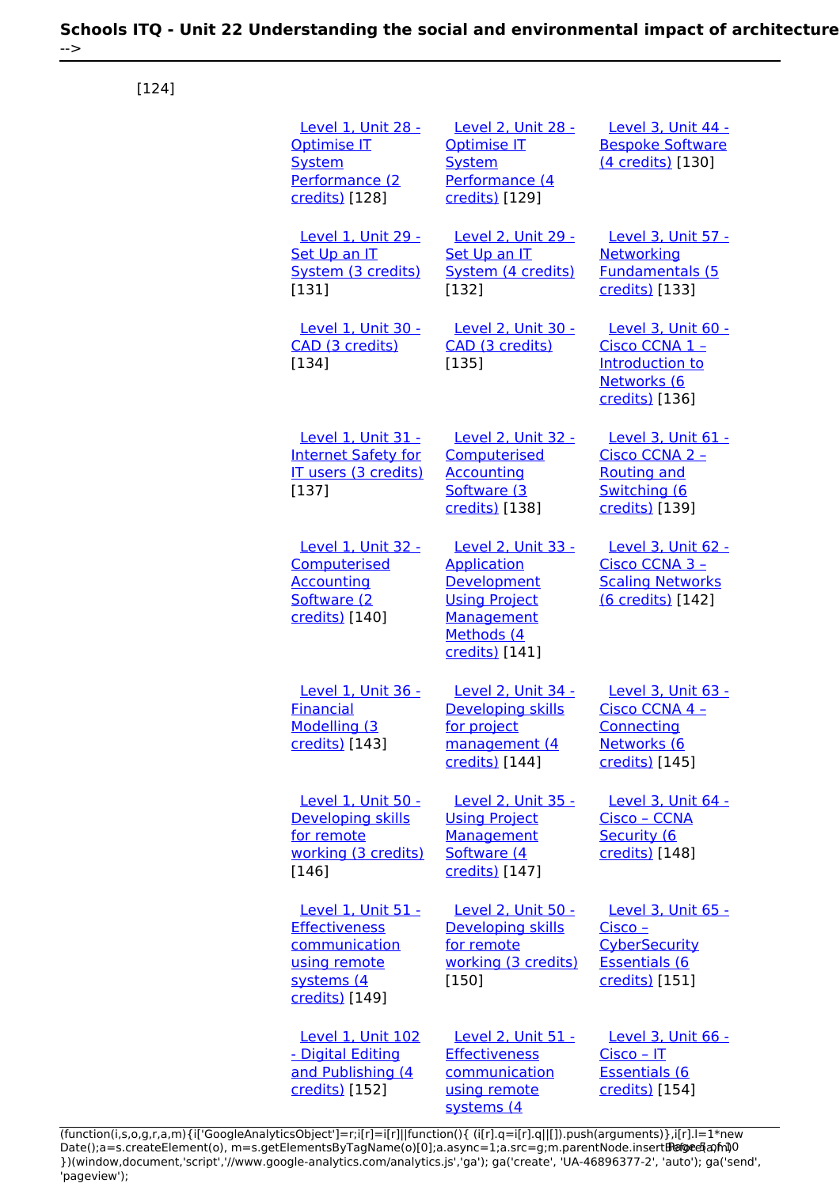[124]

| | | |
|---|---|---|
| Level 1, Unit 28 - Optimise IT System Performance (2 credits) [128] | Level 2, Unit 28 - Optimise IT System Performance (4 credits) [129] | Level 3, Unit 44 - Bespoke Software (4 credits) [130] |
| Level 1, Unit 29 - Set Up an IT System (3 credits) [131] | Level 2, Unit 29 - Set Up an IT System (4 credits) [132] | Level 3, Unit 57 - Networking Fundamentals (5 credits) [133] |
| Level 1, Unit 30 - CAD (3 credits) [134] | Level 2, Unit 30 - CAD (3 credits) [135] | Level 3, Unit 60 - Cisco CCNA 1 – Introduction to Networks (6 credits) [136] |
| Level 1, Unit 31 - Internet Safety for IT users (3 credits) [137] | Level 2, Unit 32 - Computerised Accounting Software (3 credits) [138] | Level 3, Unit 61 - Cisco CCNA 2 – Routing and Switching (6 credits) [139] |
| Level 1, Unit 32 - Computerised Accounting Software (2 credits) [140] | Level 2, Unit 33 - Application Development Using Project Management Methods (4 credits) [141] | Level 3, Unit 62 - Cisco CCNA 3 – Scaling Networks (6 credits) [142] |
| Level 1, Unit 36 - Financial Modelling (3 credits) [143] | Level 2, Unit 34 - Developing skills for project management (4 credits) [144] | Level 3, Unit 63 - Cisco CCNA 4 – Connecting Networks (6 credits) [145] |
| Level 1, Unit 50 - Developing skills for remote working (3 credits) [146] | Level 2, Unit 35 - Using Project Management Software (4 credits) [147] | Level 3, Unit 64 - Cisco – CCNA Security (6 credits) [148] |
| Level 1, Unit 51 - Effectiveness communication using remote systems (4 credits) [149] | Level 2, Unit 50 - Developing skills for remote working (3 credits) [150] | Level 3, Unit 65 - Cisco – CyberSecurity Essentials (6 credits) [151] |
| Level 1, Unit 102 - Digital Editing and Publishing (4 credits) [152] | Level 2, Unit 51 - Effectiveness communication using remote systems (4 | Level 3, Unit 66 - Cisco – IT Essentials (6 credits) [154] |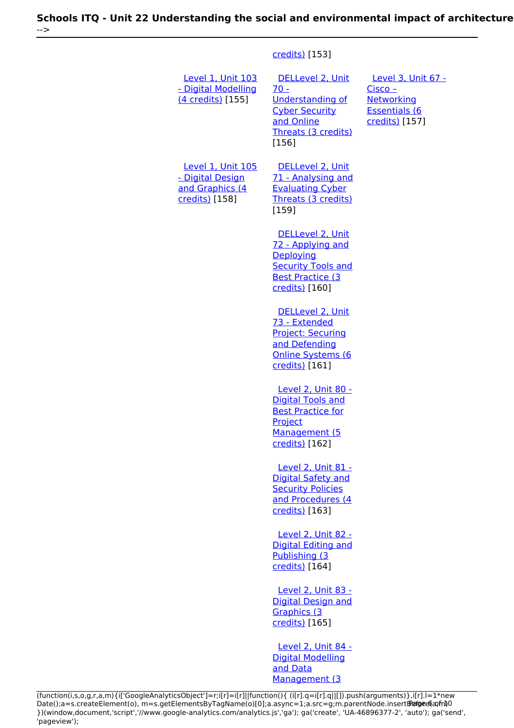credits) [153]

- Level 1, Unit 103 - Digital Modelling (4 credits) [155]
- Level 1, Unit 105 - Digital Design and Graphics (4 credits) [158]

- DELLevel 2, Unit 70 - Understanding of Cyber Security and Online Threats (3 credits) [156]
- DELLevel 2, Unit 71 - Analysing and Evaluating Cyber Threats (3 credits) [159]
- DELLevel 2, Unit 72 - Applying and Deploying Security Tools and Best Practice (3 credits) [160]
- DELLevel 2, Unit 73 - Extended Project: Securing and Defending Online Systems (6 credits) [161]
- Level 2, Unit 80 - Digital Tools and Best Practice for Project Management (5 credits) [162]
- Level 2, Unit 81 - Digital Safety and Security Policies and Procedures (4 credits) [163]
- Level 2, Unit 82 - Digital Editing and Publishing (3 credits) [164]
- Level 2, Unit 83 - Digital Design and Graphics (3 credits) [165]
- Level 2, Unit 84 - Digital Modelling and Data Management (3

- Level 3, Unit 67 - Cisco – Networking Essentials (6 credits) [157]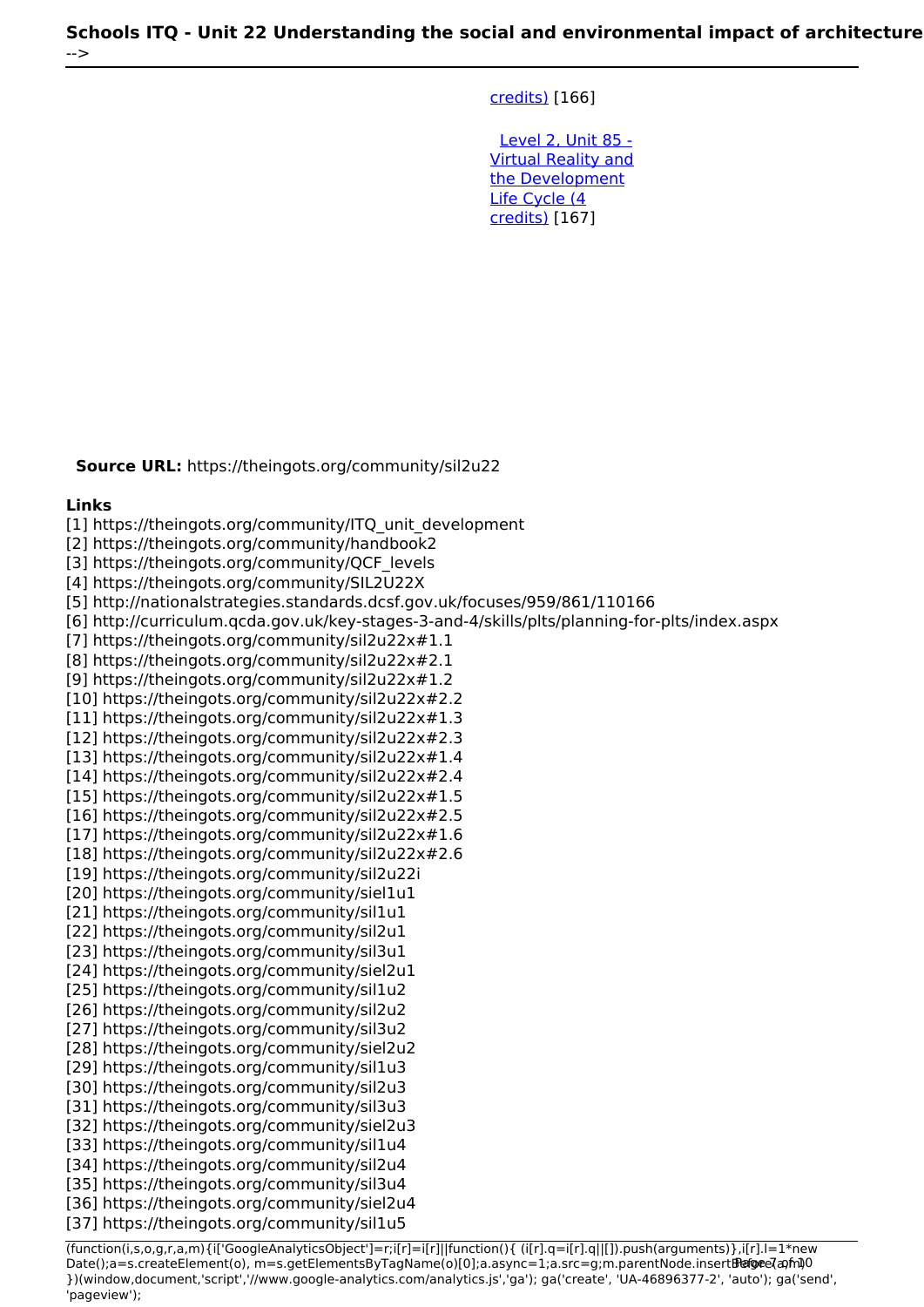credits) [166]

Level 2, Unit 85 - Virtual Reality and the Development Life Cycle (4 credits) [167]

**Source URL:** https://theingots.org/community/sil2u22

**Links**

[1] https://theingots.org/community/ITQ_unit_development
[2] https://theingots.org/community/handbook2
[3] https://theingots.org/community/QCF_levels
[4] https://theingots.org/community/SIL2U22X
[5] http://nationalstrategies.standards.dcsf.gov.uk/focuses/959/861/110166
[6] http://curriculum.qcda.gov.uk/key-stages-3-and-4/skills/plts/planning-for-plts/index.aspx
[7] https://theingots.org/community/sil2u22x#1.1
[8] https://theingots.org/community/sil2u22x#2.1
[9] https://theingots.org/community/sil2u22x#1.2
[10] https://theingots.org/community/sil2u22x#2.2
[11] https://theingots.org/community/sil2u22x#1.3
[12] https://theingots.org/community/sil2u22x#2.3
[13] https://theingots.org/community/sil2u22x#1.4
[14] https://theingots.org/community/sil2u22x#2.4
[15] https://theingots.org/community/sil2u22x#1.5
[16] https://theingots.org/community/sil2u22x#2.5
[17] https://theingots.org/community/sil2u22x#1.6
[18] https://theingots.org/community/sil2u22x#2.6
[19] https://theingots.org/community/sil2u22i
[20] https://theingots.org/community/siel1u1
[21] https://theingots.org/community/sil1u1
[22] https://theingots.org/community/sil2u1
[23] https://theingots.org/community/sil3u1
[24] https://theingots.org/community/siel2u1
[25] https://theingots.org/community/sil1u2
[26] https://theingots.org/community/sil2u2
[27] https://theingots.org/community/sil3u2
[28] https://theingots.org/community/siel2u2
[29] https://theingots.org/community/sil1u3
[30] https://theingots.org/community/sil2u3
[31] https://theingots.org/community/sil3u3
[32] https://theingots.org/community/siel2u3
[33] https://theingots.org/community/sil1u4
[34] https://theingots.org/community/sil2u4
[35] https://theingots.org/community/sil3u4
[36] https://theingots.org/community/siel2u4
[37] https://theingots.org/community/sil1u5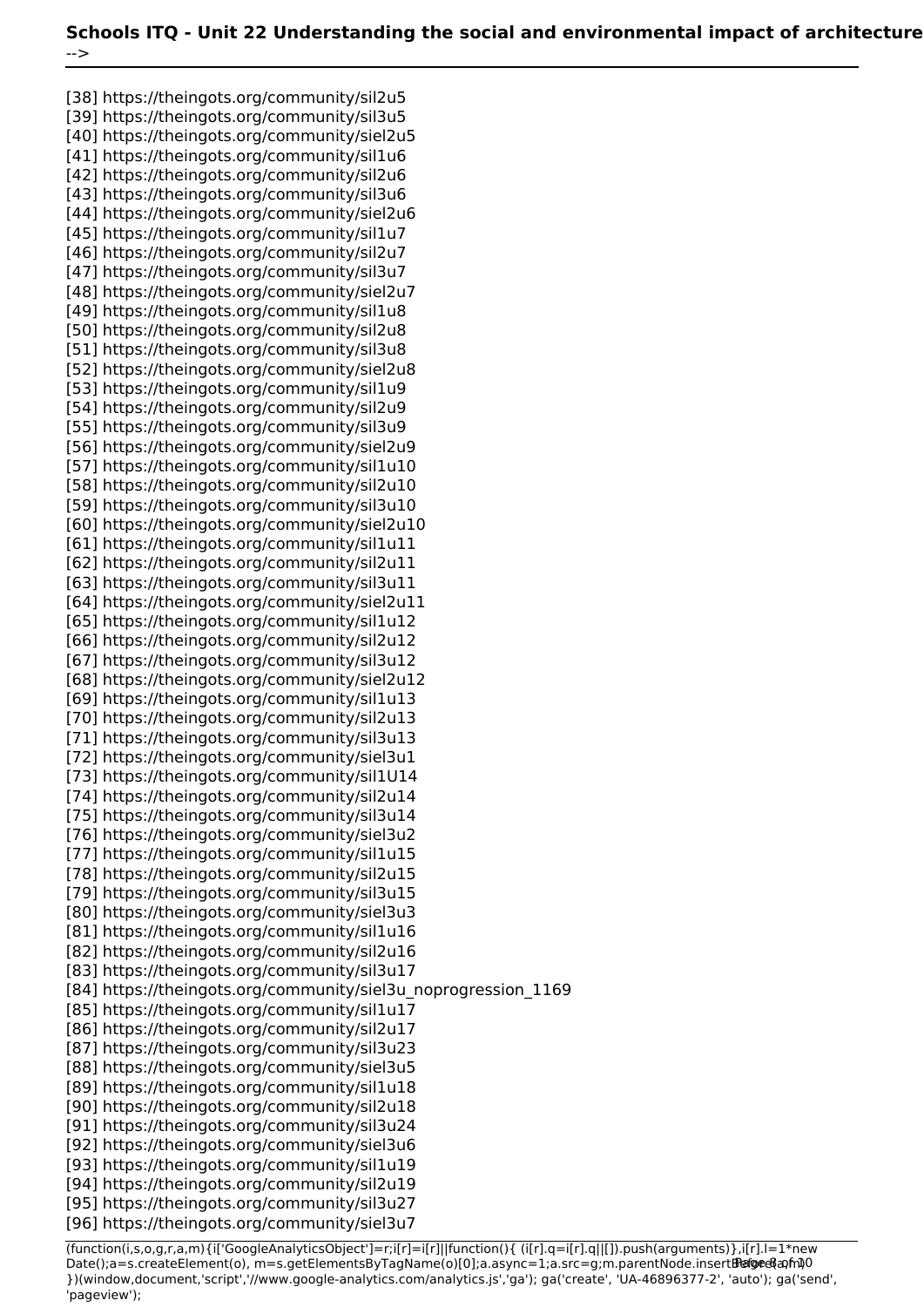[38] https://theingots.org/community/sil2u5
[39] https://theingots.org/community/sil3u5
[40] https://theingots.org/community/siel2u5
[41] https://theingots.org/community/sil1u6
[42] https://theingots.org/community/sil2u6
[43] https://theingots.org/community/sil3u6
[44] https://theingots.org/community/siel2u6
[45] https://theingots.org/community/sil1u7
[46] https://theingots.org/community/sil2u7
[47] https://theingots.org/community/sil3u7
[48] https://theingots.org/community/siel2u7
[49] https://theingots.org/community/sil1u8
[50] https://theingots.org/community/sil2u8
[51] https://theingots.org/community/sil3u8
[52] https://theingots.org/community/siel2u8
[53] https://theingots.org/community/sil1u9
[54] https://theingots.org/community/sil2u9
[55] https://theingots.org/community/sil3u9
[56] https://theingots.org/community/siel2u9
[57] https://theingots.org/community/sil1u10
[58] https://theingots.org/community/sil2u10
[59] https://theingots.org/community/sil3u10
[60] https://theingots.org/community/siel2u10
[61] https://theingots.org/community/sil1u11
[62] https://theingots.org/community/sil2u11
[63] https://theingots.org/community/sil3u11
[64] https://theingots.org/community/siel2u11
[65] https://theingots.org/community/sil1u12
[66] https://theingots.org/community/sil2u12
[67] https://theingots.org/community/sil3u12
[68] https://theingots.org/community/siel2u12
[69] https://theingots.org/community/sil1u13
[70] https://theingots.org/community/sil2u13
[71] https://theingots.org/community/sil3u13
[72] https://theingots.org/community/siel3u1
[73] https://theingots.org/community/sil1U14
[74] https://theingots.org/community/sil2u14
[75] https://theingots.org/community/sil3u14
[76] https://theingots.org/community/siel3u2
[77] https://theingots.org/community/sil1u15
[78] https://theingots.org/community/sil2u15
[79] https://theingots.org/community/sil3u15
[80] https://theingots.org/community/siel3u3
[81] https://theingots.org/community/sil1u16
[82] https://theingots.org/community/sil2u16
[83] https://theingots.org/community/sil3u17
[84] https://theingots.org/community/siel3u_noprogression_1169
[85] https://theingots.org/community/sil1u17
[86] https://theingots.org/community/sil2u17
[87] https://theingots.org/community/sil3u23
[88] https://theingots.org/community/siel3u5
[89] https://theingots.org/community/sil1u18
[90] https://theingots.org/community/sil2u18
[91] https://theingots.org/community/sil3u24
[92] https://theingots.org/community/siel3u6
[93] https://theingots.org/community/sil1u19
[94] https://theingots.org/community/sil2u19
[95] https://theingots.org/community/sil3u27
[96] https://theingots.org/community/siel3u7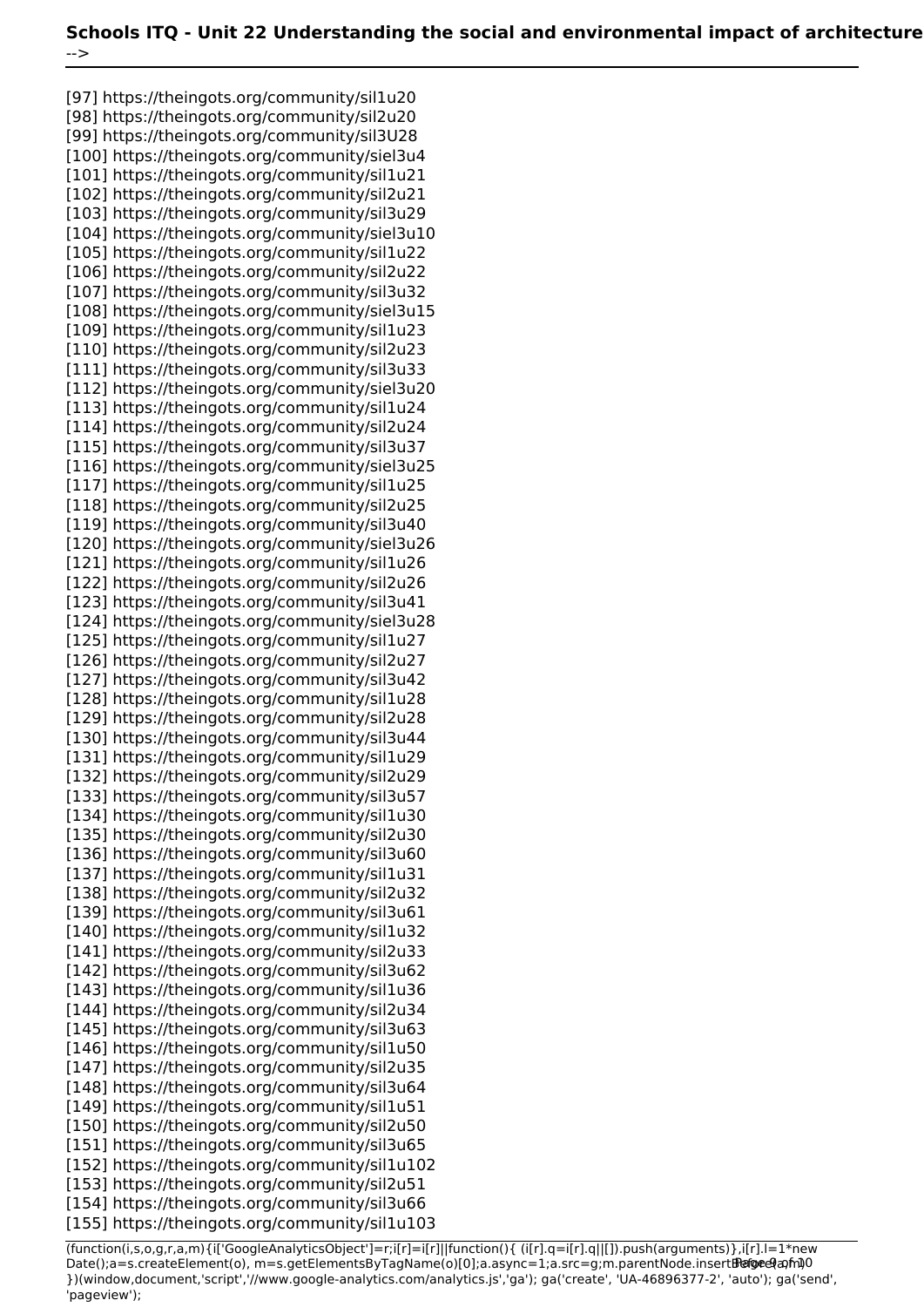[97] https://theingots.org/community/sil1u20
[98] https://theingots.org/community/sil2u20
[99] https://theingots.org/community/sil3U28
[100] https://theingots.org/community/siel3u4
[101] https://theingots.org/community/sil1u21
[102] https://theingots.org/community/sil2u21
[103] https://theingots.org/community/sil3u29
[104] https://theingots.org/community/siel3u10
[105] https://theingots.org/community/sil1u22
[106] https://theingots.org/community/sil2u22
[107] https://theingots.org/community/sil3u32
[108] https://theingots.org/community/siel3u15
[109] https://theingots.org/community/sil1u23
[110] https://theingots.org/community/sil2u23
[111] https://theingots.org/community/sil3u33
[112] https://theingots.org/community/siel3u20
[113] https://theingots.org/community/sil1u24
[114] https://theingots.org/community/sil2u24
[115] https://theingots.org/community/sil3u37
[116] https://theingots.org/community/siel3u25
[117] https://theingots.org/community/sil1u25
[118] https://theingots.org/community/sil2u25
[119] https://theingots.org/community/sil3u40
[120] https://theingots.org/community/siel3u26
[121] https://theingots.org/community/sil1u26
[122] https://theingots.org/community/sil2u26
[123] https://theingots.org/community/sil3u41
[124] https://theingots.org/community/siel3u28
[125] https://theingots.org/community/sil1u27
[126] https://theingots.org/community/sil2u27
[127] https://theingots.org/community/sil3u42
[128] https://theingots.org/community/sil1u28
[129] https://theingots.org/community/sil2u28
[130] https://theingots.org/community/sil3u44
[131] https://theingots.org/community/sil1u29
[132] https://theingots.org/community/sil2u29
[133] https://theingots.org/community/sil3u57
[134] https://theingots.org/community/sil1u30
[135] https://theingots.org/community/sil2u30
[136] https://theingots.org/community/sil3u60
[137] https://theingots.org/community/sil1u31
[138] https://theingots.org/community/sil2u32
[139] https://theingots.org/community/sil3u61
[140] https://theingots.org/community/sil1u32
[141] https://theingots.org/community/sil2u33
[142] https://theingots.org/community/sil3u62
[143] https://theingots.org/community/sil1u36
[144] https://theingots.org/community/sil2u34
[145] https://theingots.org/community/sil3u63
[146] https://theingots.org/community/sil1u50
[147] https://theingots.org/community/sil2u35
[148] https://theingots.org/community/sil3u64
[149] https://theingots.org/community/sil1u51
[150] https://theingots.org/community/sil2u50
[151] https://theingots.org/community/sil3u65
[152] https://theingots.org/community/sil1u102
[153] https://theingots.org/community/sil2u51
[154] https://theingots.org/community/sil3u66
[155] https://theingots.org/community/sil1u103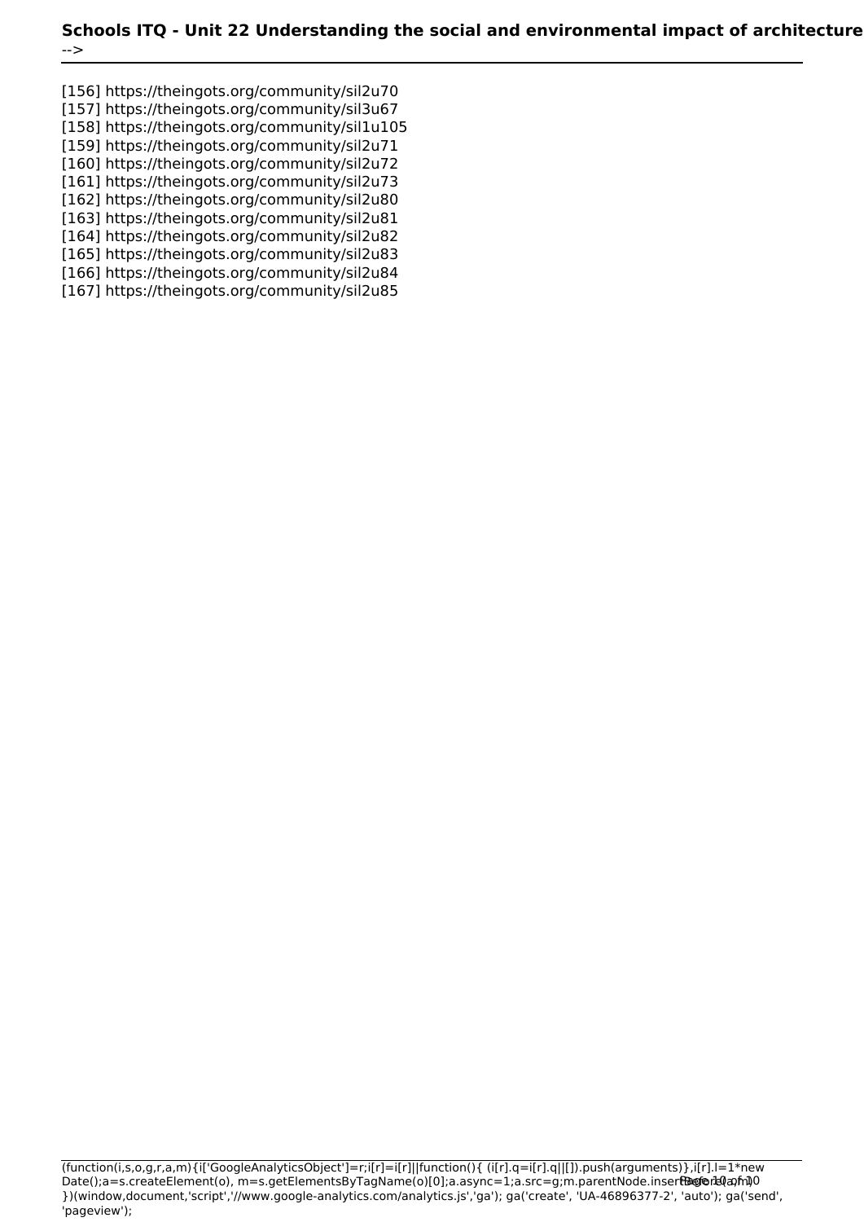[156] https://theingots.org/community/sil2u70
[157] https://theingots.org/community/sil3u67
[158] https://theingots.org/community/sil1u105
[159] https://theingots.org/community/sil2u71
[160] https://theingots.org/community/sil2u72
[161] https://theingots.org/community/sil2u73
[162] https://theingots.org/community/sil2u80
[163] https://theingots.org/community/sil2u81
[164] https://theingots.org/community/sil2u82
[165] https://theingots.org/community/sil2u83
[166] https://theingots.org/community/sil2u84
[167] https://theingots.org/community/sil2u85